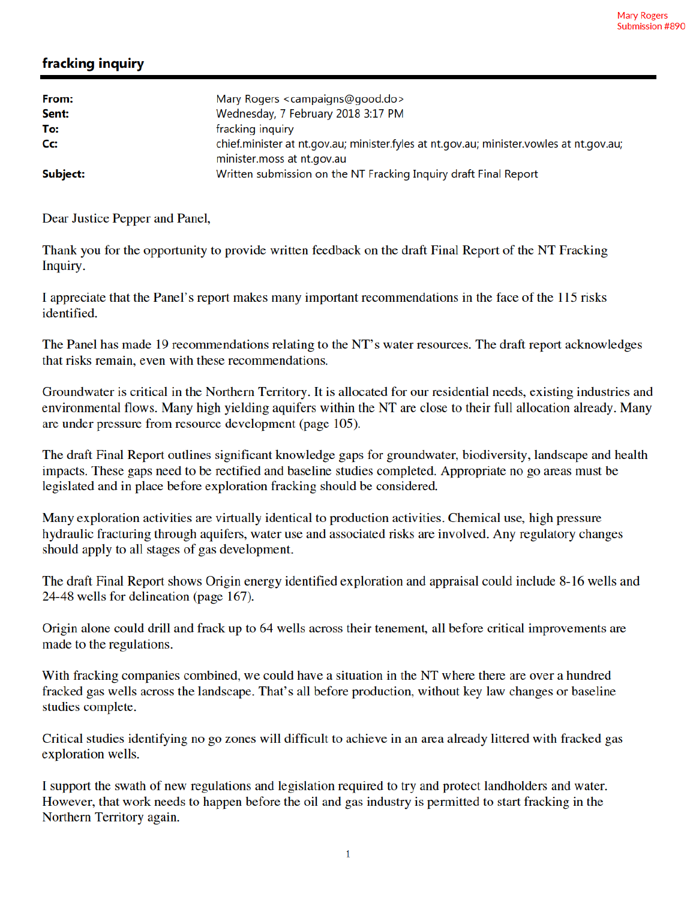Mary Rogers
Submission #890

# fracking inquiry

| | |
|---|---|
| **From:** | Mary Rogers <campaigns@good.do> |
| **Sent:** | Wednesday, 7 February 2018 3:17 PM |
| **To:** | fracking inquiry |
| **Cc:** | chief.minister at nt.gov.au; minister.fyles at nt.gov.au; minister.vowles at nt.gov.au; minister.moss at nt.gov.au |
| **Subject:** | Written submission on the NT Fracking Inquiry draft Final Report |

Dear Justice Pepper and Panel,

Thank you for the opportunity to provide written feedback on the draft Final Report of the NT Fracking Inquiry.

I appreciate that the Panel's report makes many important recommendations in the face of the 115 risks identified.

The Panel has made 19 recommendations relating to the NT's water resources. The draft report acknowledges that risks remain, even with these recommendations.

Groundwater is critical in the Northern Territory. It is allocated for our residential needs, existing industries and environmental flows. Many high yielding aquifers within the NT are close to their full allocation already. Many are under pressure from resource development (page 105).

The draft Final Report outlines significant knowledge gaps for groundwater, biodiversity, landscape and health impacts. These gaps need to be rectified and baseline studies completed. Appropriate no go areas must be legislated and in place before exploration fracking should be considered.

Many exploration activities are virtually identical to production activities. Chemical use, high pressure hydraulic fracturing through aquifers, water use and associated risks are involved. Any regulatory changes should apply to all stages of gas development.

The draft Final Report shows Origin energy identified exploration and appraisal could include 8-16 wells and 24-48 wells for delineation (page 167).

Origin alone could drill and frack up to 64 wells across their tenement, all before critical improvements are made to the regulations.

With fracking companies combined, we could have a situation in the NT where there are over a hundred fracked gas wells across the landscape. That's all before production, without key law changes or baseline studies complete.

Critical studies identifying no go zones will difficult to achieve in an area already littered with fracked gas exploration wells.

I support the swath of new regulations and legislation required to try and protect landholders and water. However, that work needs to happen before the oil and gas industry is permitted to start fracking in the Northern Territory again.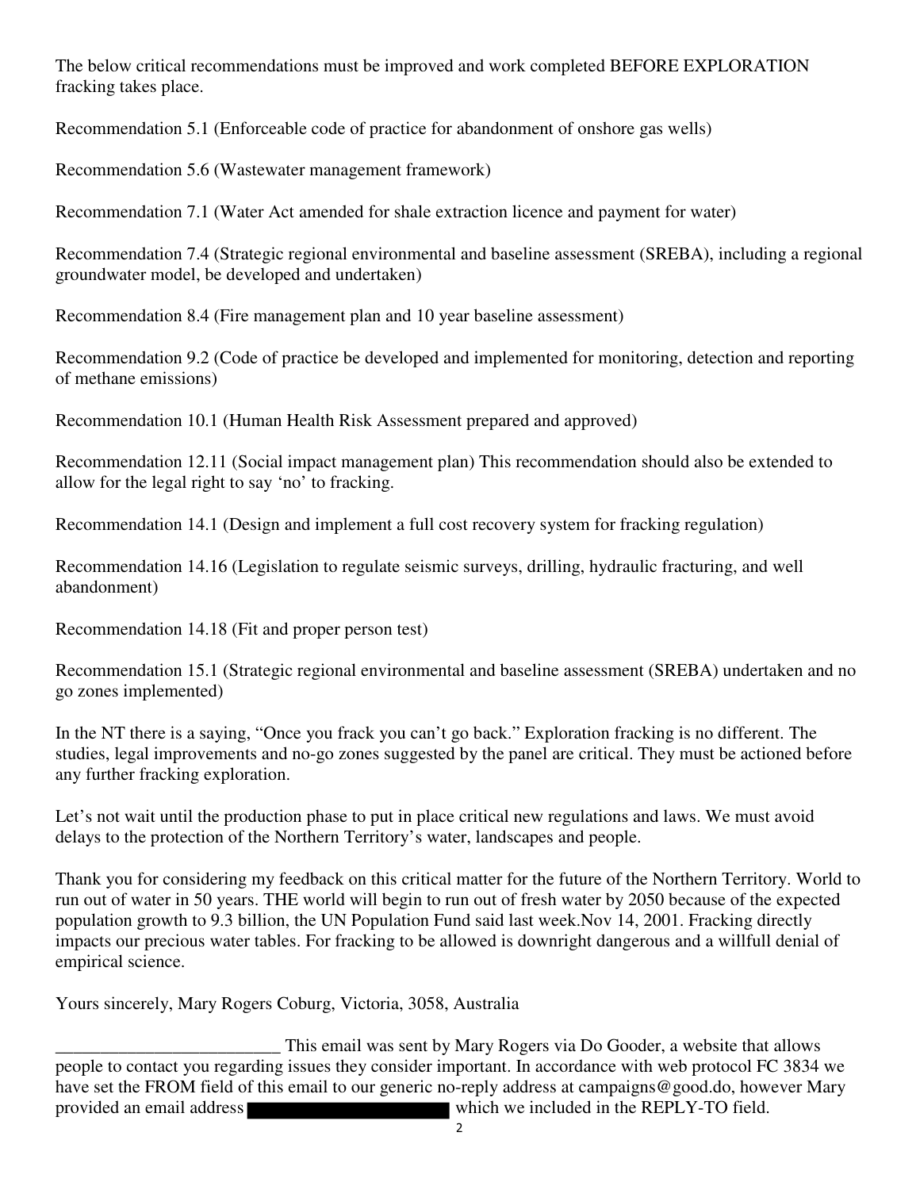The below critical recommendations must be improved and work completed BEFORE EXPLORATION fracking takes place.

Recommendation 5.1 (Enforceable code of practice for abandonment of onshore gas wells)

Recommendation 5.6 (Wastewater management framework)

Recommendation 7.1 (Water Act amended for shale extraction licence and payment for water)

Recommendation 7.4 (Strategic regional environmental and baseline assessment (SREBA), including a regional groundwater model, be developed and undertaken)

Recommendation 8.4 (Fire management plan and 10 year baseline assessment)

Recommendation 9.2 (Code of practice be developed and implemented for monitoring, detection and reporting of methane emissions)

Recommendation 10.1 (Human Health Risk Assessment prepared and approved)

Recommendation 12.11 (Social impact management plan) This recommendation should also be extended to allow for the legal right to say 'no' to fracking.

Recommendation 14.1 (Design and implement a full cost recovery system for fracking regulation)

Recommendation 14.16 (Legislation to regulate seismic surveys, drilling, hydraulic fracturing, and well abandonment)

Recommendation 14.18 (Fit and proper person test)

Recommendation 15.1 (Strategic regional environmental and baseline assessment (SREBA) undertaken and no go zones implemented)

In the NT there is a saying, "Once you frack you can't go back." Exploration fracking is no different. The studies, legal improvements and no-go zones suggested by the panel are critical. They must be actioned before any further fracking exploration.

Let's not wait until the production phase to put in place critical new regulations and laws. We must avoid delays to the protection of the Northern Territory's water, landscapes and people.

Thank you for considering my feedback on this critical matter for the future of the Northern Territory. World to run out of water in 50 years. THE world will begin to run out of fresh water by 2050 because of the expected population growth to 9.3 billion, the UN Population Fund said last week.Nov 14, 2001. Fracking directly impacts our precious water tables. For fracking to be allowed is downright dangerous and a willfull denial of empirical science.

Yours sincerely, Mary Rogers Coburg, Victoria, 3058, Australia

_________________________ This email was sent by Mary Rogers via Do Gooder, a website that allows people to contact you regarding issues they consider important. In accordance with web protocol FC 3834 we have set the FROM field of this email to our generic no-reply address at campaigns@good.do, however Mary provided an email address [REDACTED] which we included in the REPLY-TO field.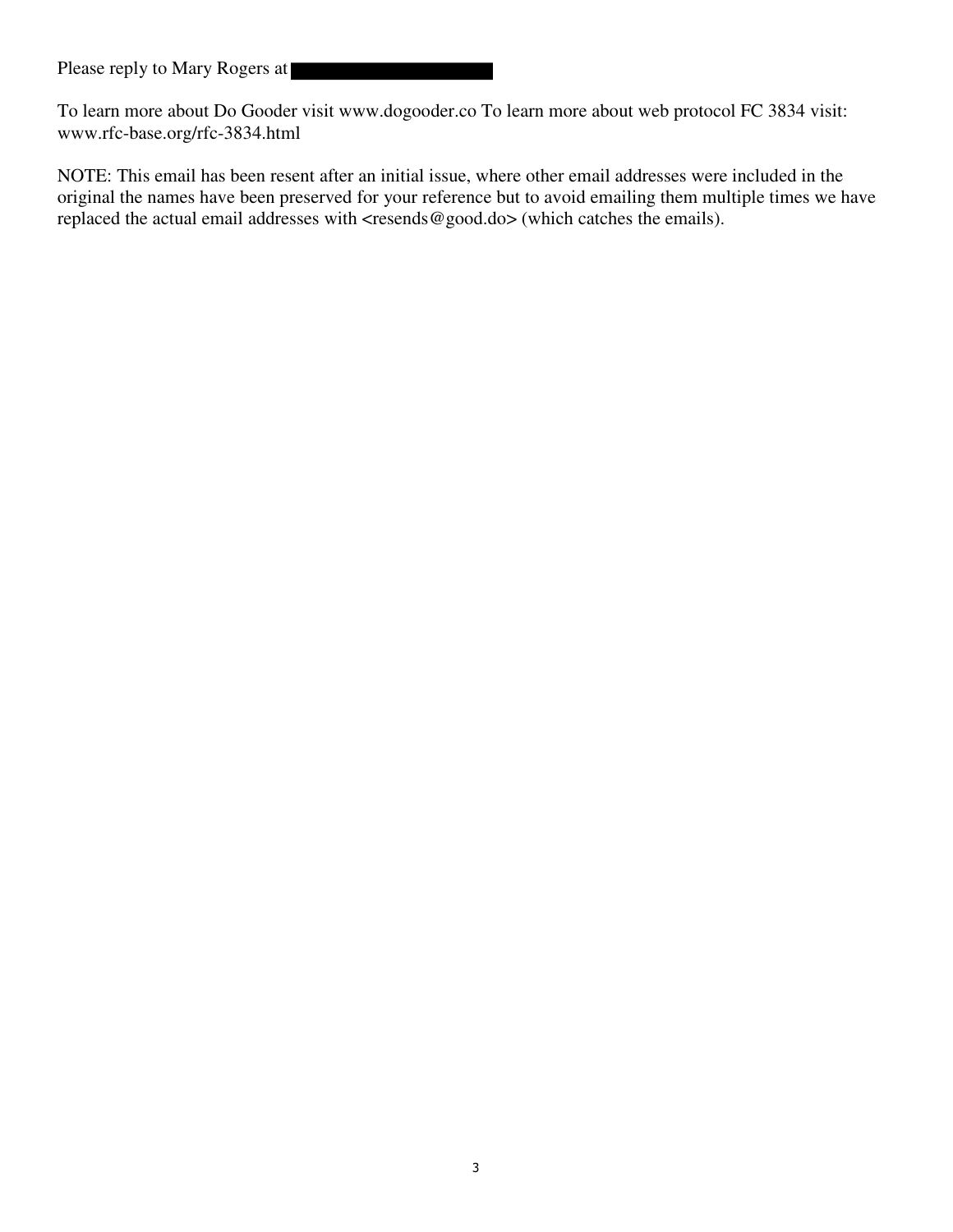Please reply to Mary Rogers at

To learn more about Do Gooder visit www.dogooder.co To learn more about web protocol FC 3834 visit: www.rfc-base.org/rfc-3834.html

NOTE: This email has been resent after an initial issue, where other email addresses were included in the original the names have been preserved for your reference but to avoid emailing them multiple times we have replaced the actual email addresses with <resends@good.do> (which catches the emails).